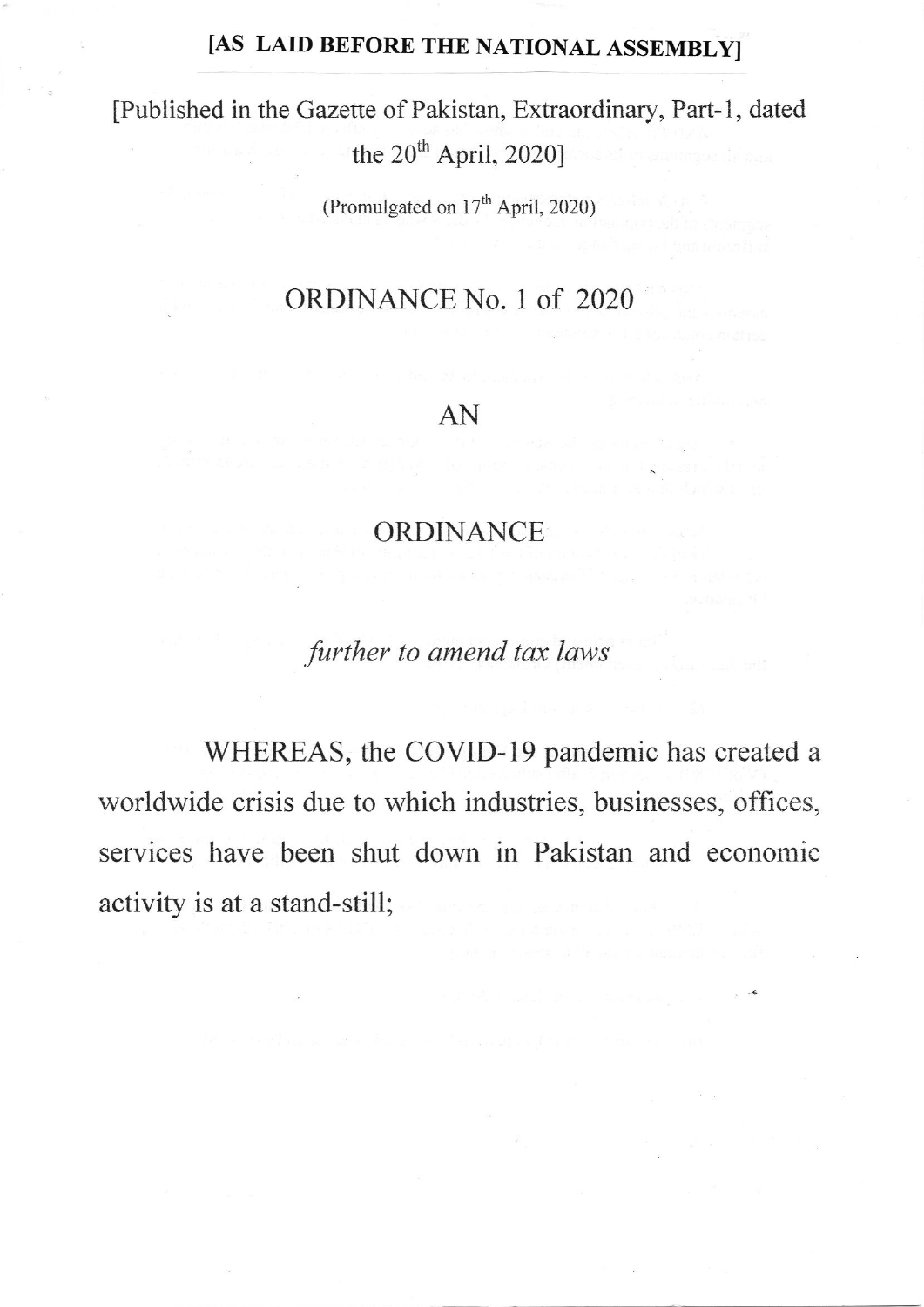**[AS LAID BEFORE THE NATIONAL ASSEMBLY]**

[Published in the Gazette of Pakistan, Extraordinary, Part-1, dated the 20th April, 2020]

(Promulgated on 17th April, 2020)

# ORDINANCE No. 1 of 2020

## AN

## ORDINANCE

*further to amend tax laws*

WHEREAS, the COVID-19 pandemic has created a worldwide crisis due to which industries, businesses, offices, services have been shut down in Pakistan and economic activity is at a stand-still;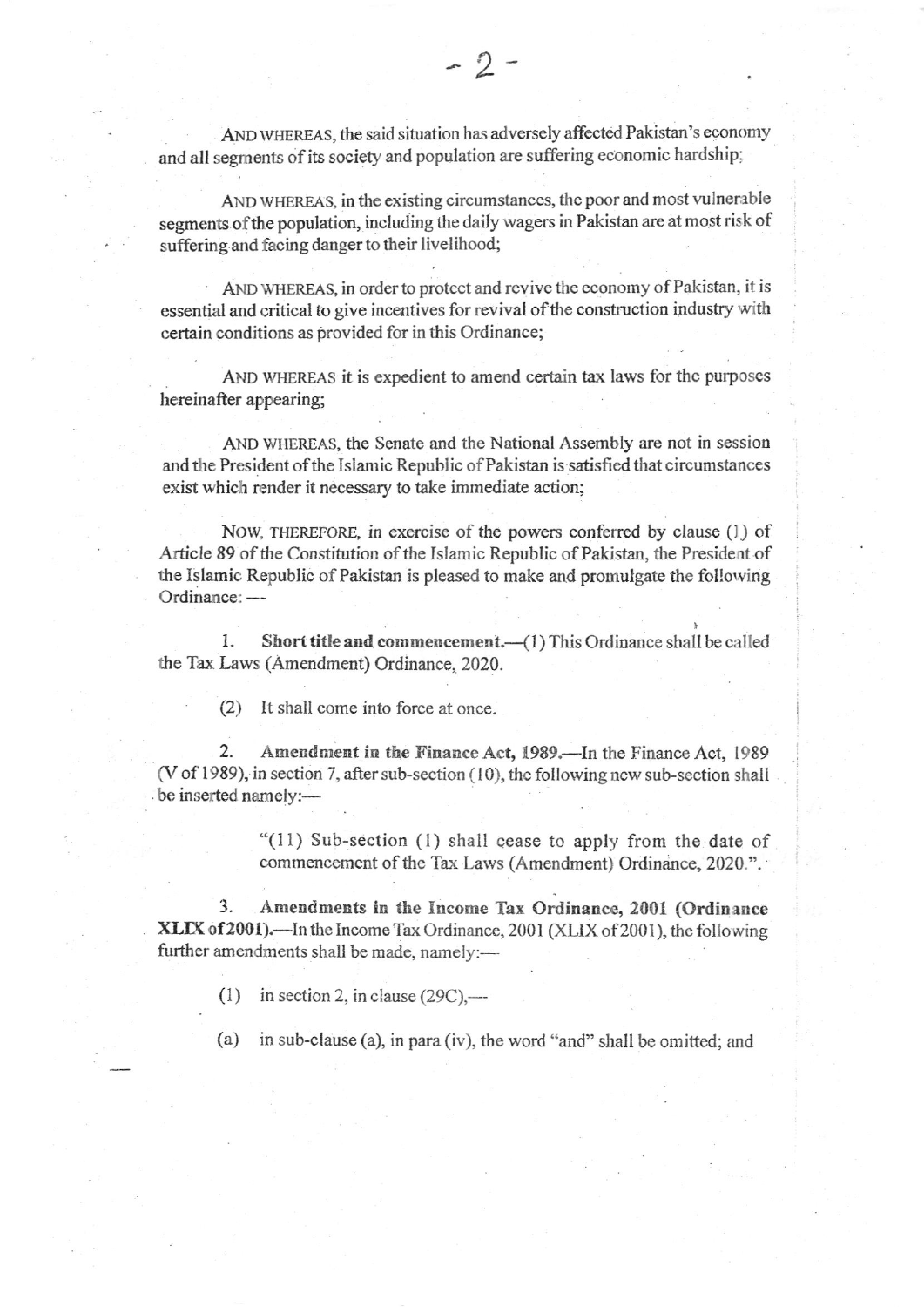AND WHEREAS, the said situation has adversely affected Pakistan's economy and all segments of its society and population are suffering economic hardship;

AND WHEREAS, in the existing circumstances, the poor and most vulnerable segments of the population, including the daily wagers in Pakistan are at most risk of suffering and facing danger to their livelihood;

AND WHEREAS, in order to protect and revive the economy of Pakistan, it is essential and critical to give incentives for revival of the construction industry with certain conditions as provided for in this Ordinance;

AND WHEREAS it is expedient to amend certain tax laws for the purposes hereinafter appearing;

AND WHEREAS, the Senate and the National Assembly are not in session and the President of the Islamic Republic of Pakistan is satisfied that circumstances exist which render it necessary to take immediate action;

NOW, THEREFORE, in exercise of the powers conferred by clause (1) of Article 89 of the Constitution of the Islamic Republic of Pakistan, the President of the Islamic Republic of Pakistan is pleased to make and promulgate the following Ordinance: —

1. **Short title and commencement.**—(1) This Ordinance shall be called the Tax Laws (Amendment) Ordinance, 2020.

(2) It shall come into force at once.

2. **Amendment in the Finance Act, 1989.**—In the Finance Act, 1989 (V of 1989), in section 7, after sub-section (10), the following new sub-section shall be inserted namely:—

> "(11) Sub-section (1) shall cease to apply from the date of commencement of the Tax Laws (Amendment) Ordinance, 2020.".

3. **Amendments in the Income Tax Ordinance, 2001 (Ordinance XLIX of 2001).**—In the Income Tax Ordinance, 2001 (XLIX of 2001), the following further amendments shall be made, namely:—

(1) in section 2, in clause (29C),—

(a) in sub-clause (a), in para (iv), the word "and" shall be omitted; and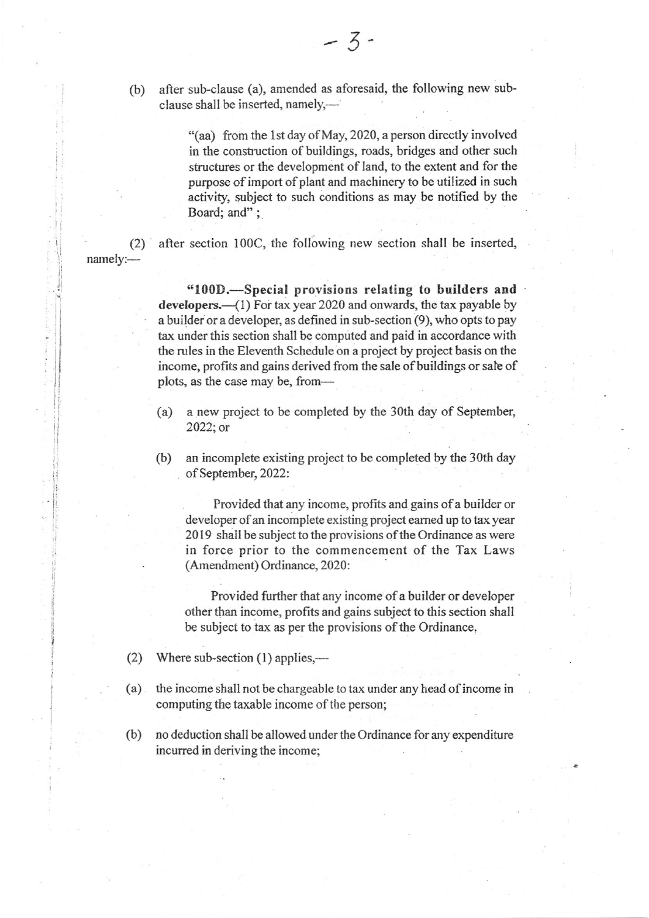(b) after sub-clause (a), amended as aforesaid, the following new sub-clause shall be inserted, namely,—

"(aa) from the 1st day of May, 2020, a person directly involved in the construction of buildings, roads, bridges and other such structures or the development of land, to the extent and for the purpose of import of plant and machinery to be utilized in such activity, subject to such conditions as may be notified by the Board; and" ;

(2) after section 100C, the following new section shall be inserted, namely:—

"**100D.—Special provisions relating to builders and developers.**—(1) For tax year 2020 and onwards, the tax payable by a builder or a developer, as defined in sub-section (9), who opts to pay tax under this section shall be computed and paid in accordance with the rules in the Eleventh Schedule on a project by project basis on the income, profits and gains derived from the sale of buildings or sale of plots, as the case may be, from—

(a) a new project to be completed by the 30th day of September, 2022; or

(b) an incomplete existing project to be completed by the 30th day of September, 2022:

Provided that any income, profits and gains of a builder or developer of an incomplete existing project earned up to tax year 2019 shall be subject to the provisions of the Ordinance as were in force prior to the commencement of the Tax Laws (Amendment) Ordinance, 2020:

Provided further that any income of a builder or developer other than income, profits and gains subject to this section shall be subject to tax as per the provisions of the Ordinance.

(2) Where sub-section (1) applies,—

(a) the income shall not be chargeable to tax under any head of income in computing the taxable income of the person;

(b) no deduction shall be allowed under the Ordinance for any expenditure incurred in deriving the income;